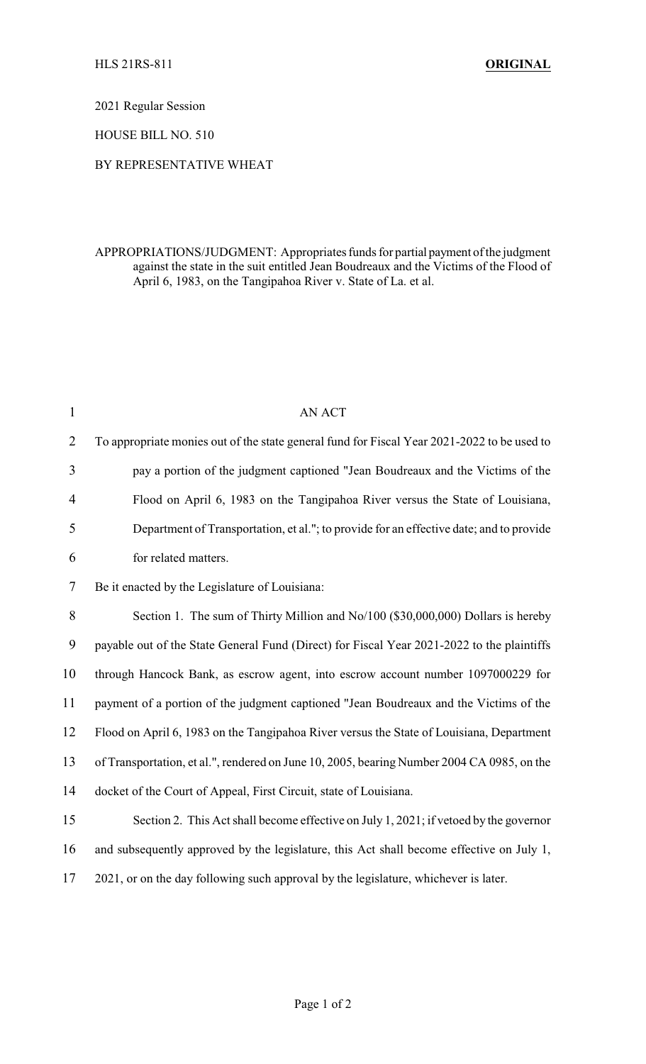HLS 21RS-811 **ORIGINAL**

2021 Regular Session

HOUSE BILL NO. 510

BY REPRESENTATIVE WHEAT

APPROPRIATIONS/JUDGMENT: Appropriates funds for partial payment of the judgment against the state in the suit entitled Jean Boudreaux and the Victims of the Flood of April 6, 1983, on the Tangipahoa River v. State of La. et al.

AN ACT

To appropriate monies out of the state general fund for Fiscal Year 2021-2022 to be used to pay a portion of the judgment captioned "Jean Boudreaux and the Victims of the Flood on April 6, 1983 on the Tangipahoa River versus the State of Louisiana, Department of Transportation, et al."; to provide for an effective date; and to provide for related matters.

Be it enacted by the Legislature of Louisiana:

Section 1. The sum of Thirty Million and No/100 ($30,000,000) Dollars is hereby payable out of the State General Fund (Direct) for Fiscal Year 2021-2022 to the plaintiffs through Hancock Bank, as escrow agent, into escrow account number 1097000229 for payment of a portion of the judgment captioned "Jean Boudreaux and the Victims of the Flood on April 6, 1983 on the Tangipahoa River versus the State of Louisiana, Department of Transportation, et al.", rendered on June 10, 2005, bearing Number 2004 CA 0985, on the docket of the Court of Appeal, First Circuit, state of Louisiana.

Section 2. This Act shall become effective on July 1, 2021; if vetoed by the governor and subsequently approved by the legislature, this Act shall become effective on July 1, 2021, or on the day following such approval by the legislature, whichever is later.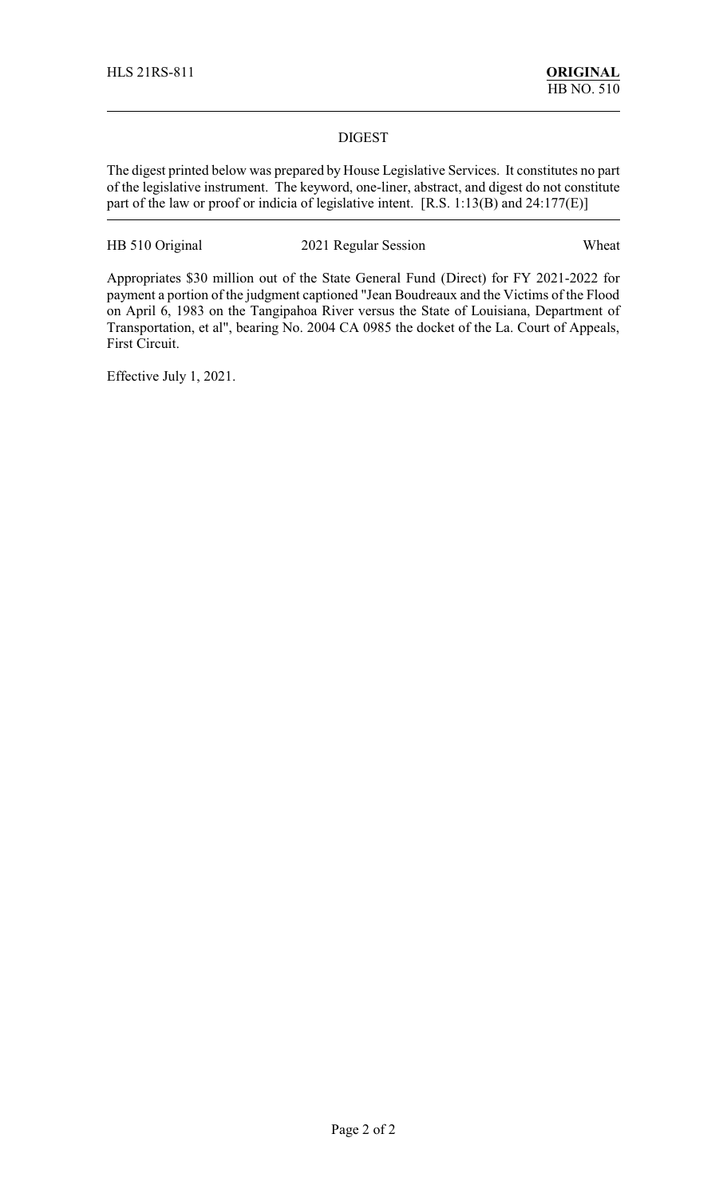HLS 21RS-811 **ORIGINAL**
HB NO. 510

## DIGEST

The digest printed below was prepared by House Legislative Services. It constitutes no part of the legislative instrument. The keyword, one-liner, abstract, and digest do not constitute part of the law or proof or indicia of legislative intent. [R.S. 1:13(B) and 24:177(E)]

HB 510 Original 2021 Regular Session Wheat

Appropriates $30 million out of the State General Fund (Direct) for FY 2021-2022 for payment a portion of the judgment captioned "Jean Boudreaux and the Victims of the Flood on April 6, 1983 on the Tangipahoa River versus the State of Louisiana, Department of Transportation, et al", bearing No. 2004 CA 0985 the docket of the La. Court of Appeals, First Circuit.

Effective July 1, 2021.